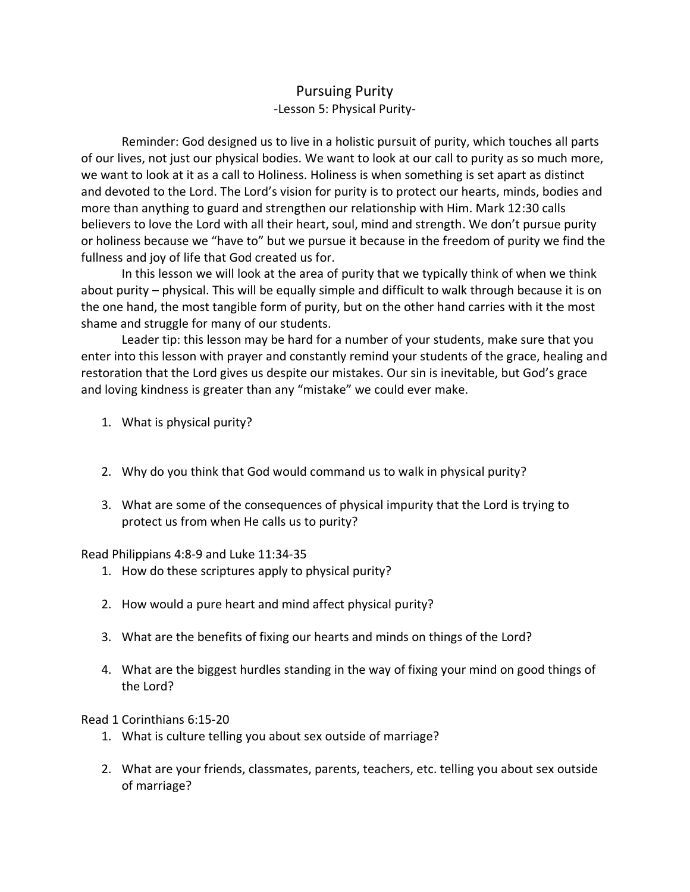# Pursuing Purity

## -Lesson 5: Physical Purity-

Reminder: God designed us to live in a holistic pursuit of purity, which touches all parts of our lives, not just our physical bodies. We want to look at our call to purity as so much more, we want to look at it as a call to Holiness. Holiness is when something is set apart as distinct and devoted to the Lord. The Lord's vision for purity is to protect our hearts, minds, bodies and more than anything to guard and strengthen our relationship with Him. Mark 12:30 calls believers to love the Lord with all their heart, soul, mind and strength. We don't pursue purity or holiness because we "have to" but we pursue it because in the freedom of purity we find the fullness and joy of life that God created us for.

In this lesson we will look at the area of purity that we typically think of when we think about purity – physical. This will be equally simple and difficult to walk through because it is on the one hand, the most tangible form of purity, but on the other hand carries with it the most shame and struggle for many of our students.

Leader tip: this lesson may be hard for a number of your students, make sure that you enter into this lesson with prayer and constantly remind your students of the grace, healing and restoration that the Lord gives us despite our mistakes. Our sin is inevitable, but God's grace and loving kindness is greater than any "mistake" we could ever make.

1. What is physical purity?
2. Why do you think that God would command us to walk in physical purity?
3. What are some of the consequences of physical impurity that the Lord is trying to protect us from when He calls us to purity?

Read Philippians 4:8-9 and Luke 11:34-35

1. How do these scriptures apply to physical purity?
2. How would a pure heart and mind affect physical purity?
3. What are the benefits of fixing our hearts and minds on things of the Lord?
4. What are the biggest hurdles standing in the way of fixing your mind on good things of the Lord?

Read 1 Corinthians 6:15-20

1. What is culture telling you about sex outside of marriage?
2. What are your friends, classmates, parents, teachers, etc. telling you about sex outside of marriage?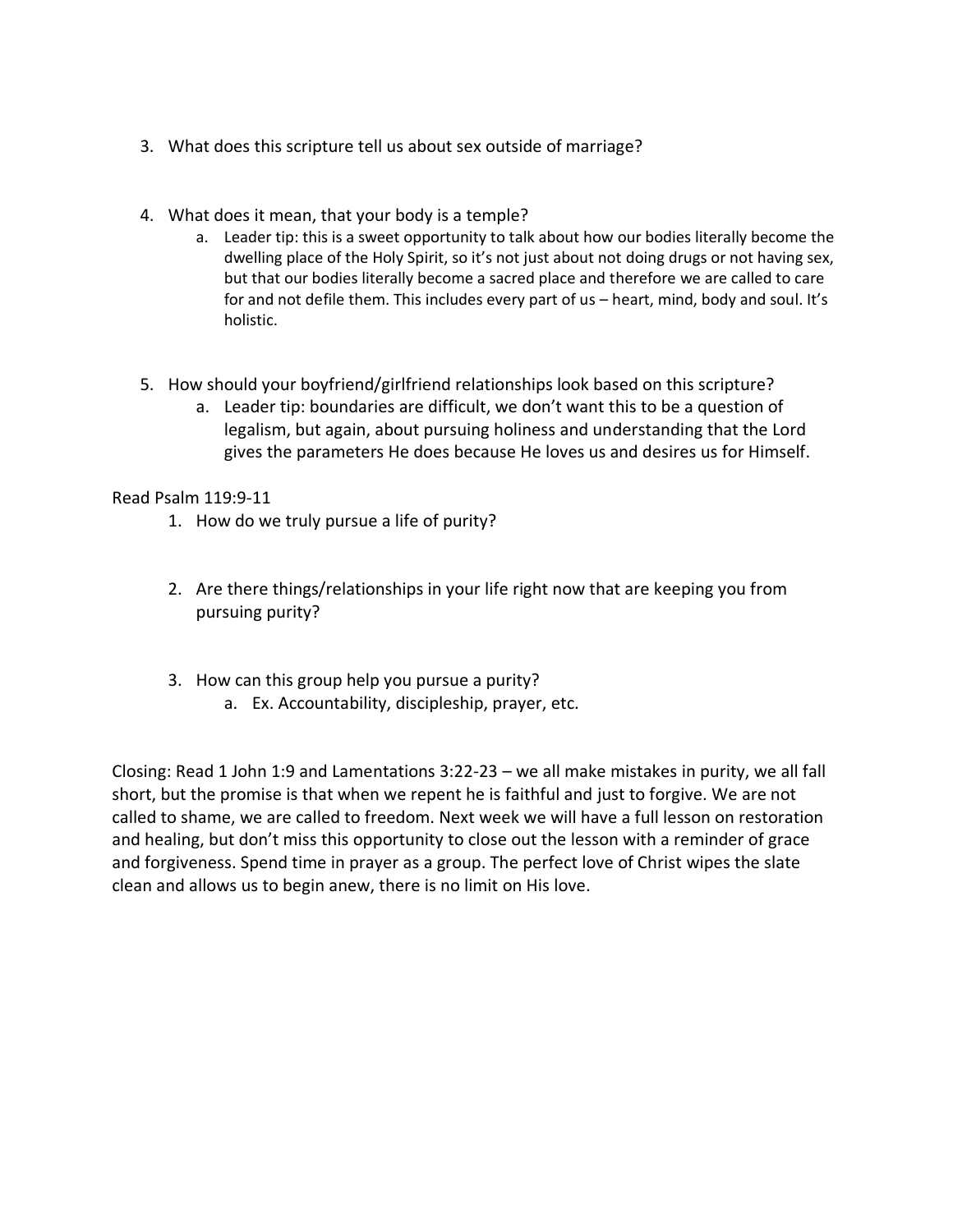3. What does this scripture tell us about sex outside of marriage?

4. What does it mean, that your body is a temple?
   a. Leader tip: this is a sweet opportunity to talk about how our bodies literally become the dwelling place of the Holy Spirit, so it's not just about not doing drugs or not having sex, but that our bodies literally become a sacred place and therefore we are called to care for and not defile them. This includes every part of us – heart, mind, body and soul. It's holistic.

5. How should your boyfriend/girlfriend relationships look based on this scripture?
   a. Leader tip: boundaries are difficult, we don't want this to be a question of legalism, but again, about pursuing holiness and understanding that the Lord gives the parameters He does because He loves us and desires us for Himself.

Read Psalm 119:9-11

1. How do we truly pursue a life of purity?

2. Are there things/relationships in your life right now that are keeping you from pursuing purity?

3. How can this group help you pursue a purity?
   a. Ex. Accountability, discipleship, prayer, etc.

Closing: Read 1 John 1:9 and Lamentations 3:22-23 – we all make mistakes in purity, we all fall short, but the promise is that when we repent he is faithful and just to forgive. We are not called to shame, we are called to freedom. Next week we will have a full lesson on restoration and healing, but don't miss this opportunity to close out the lesson with a reminder of grace and forgiveness. Spend time in prayer as a group. The perfect love of Christ wipes the slate clean and allows us to begin anew, there is no limit on His love.